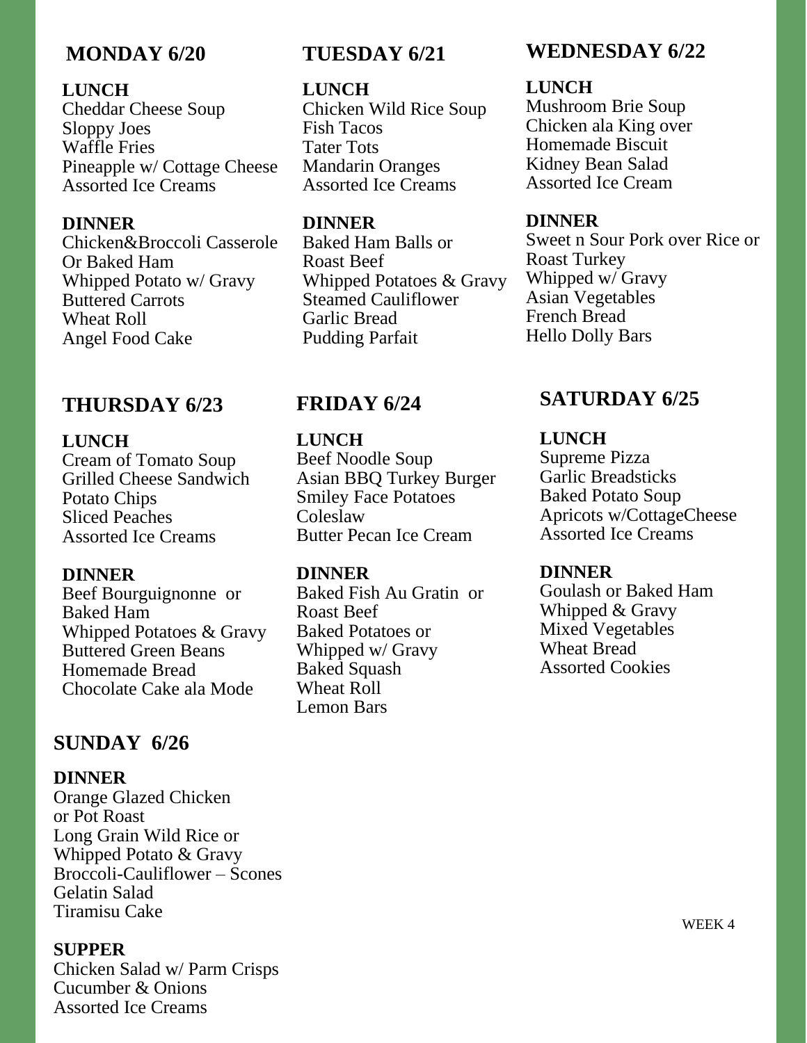## MONDAY 6/20

**LUNCH**

Cheddar Cheese Soup
Sloppy Joes
Waffle Fries
Pineapple w/ Cottage Cheese
Assorted Ice Creams

**DINNER**

Chicken&Broccoli Casserole
Or Baked Ham
Whipped Potato w/ Gravy
Buttered Carrots
Wheat Roll
Angel Food Cake

## TUESDAY 6/21

**LUNCH**

Chicken Wild Rice Soup
Fish Tacos
Tater Tots
Mandarin Oranges
Assorted Ice Creams

**DINNER**

Baked Ham Balls or
Roast Beef
Whipped Potatoes & Gravy
Steamed Cauliflower
Garlic Bread
Pudding Parfait

## WEDNESDAY 6/22

**LUNCH**

Mushroom Brie Soup
Chicken ala King over
Homemade Biscuit
Kidney Bean Salad
Assorted Ice Cream

**DINNER**

Sweet n Sour Pork over Rice or
Roast Turkey
Whipped w/ Gravy
Asian Vegetables
French Bread
Hello Dolly Bars

## THURSDAY 6/23

**LUNCH**

Cream of Tomato Soup
Grilled Cheese Sandwich
Potato Chips
Sliced Peaches
Assorted Ice Creams

**DINNER**

Beef Bourguignonne or
Baked Ham
Whipped Potatoes & Gravy
Buttered Green Beans
Homemade Bread
Chocolate Cake ala Mode

## FRIDAY 6/24

**LUNCH**

Beef Noodle Soup
Asian BBQ Turkey Burger
Smiley Face Potatoes
Coleslaw
Butter Pecan Ice Cream

**DINNER**

Baked Fish Au Gratin or
Roast Beef
Baked Potatoes or
Whipped w/ Gravy
Baked Squash
Wheat Roll
Lemon Bars

## SATURDAY 6/25

**LUNCH**

Supreme Pizza
Garlic Breadsticks
Baked Potato Soup
Apricots w/CottageCheese
Assorted Ice Creams

**DINNER**

Goulash or Baked Ham
Whipped & Gravy
Mixed Vegetables
Wheat Bread
Assorted Cookies

## SUNDAY 6/26

**DINNER**

Orange Glazed Chicken
or Pot Roast
Long Grain Wild Rice or
Whipped Potato & Gravy
Broccoli-Cauliflower – Scones
Gelatin Salad
Tiramisu Cake

**SUPPER**

Chicken Salad w/ Parm Crisps
Cucumber & Onions
Assorted Ice Creams

WEEK 4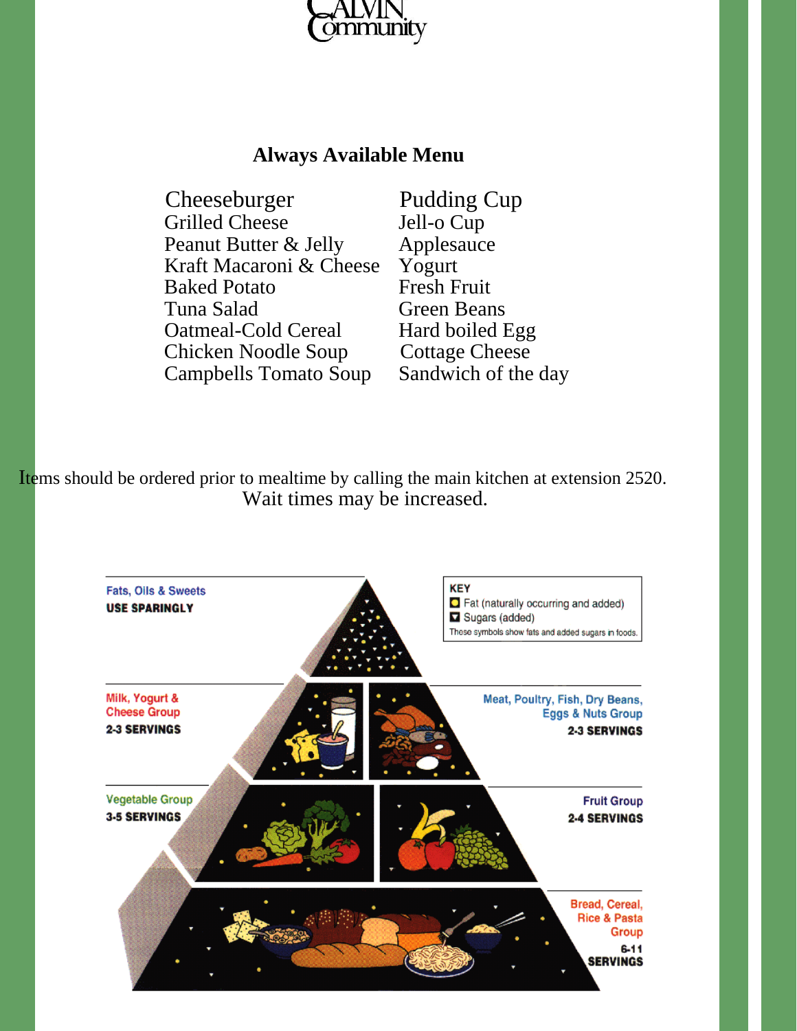CALVIN Community

## Always Available Menu

| | |
|---|---|
| Cheeseburger | Pudding Cup |
| Grilled Cheese | Jell-o Cup |
| Peanut Butter & Jelly | Applesauce |
| Kraft Macaroni & Cheese | Yogurt |
| Baked Potato | Fresh Fruit |
| Tuna Salad | Green Beans |
| Oatmeal-Cold Cereal | Hard boiled Egg |
| Chicken Noodle Soup | Cottage Cheese |
| Campbells Tomato Soup | Sandwich of the day |

Items should be ordered prior to mealtime by calling the main kitchen at extension 2520.
Wait times may be increased.

Fats, Oils & Sweets
USE SPARINGLY

KEY
Fat (naturally occurring and added)
Sugars (added)
These symbols show fats and added sugars in foods.

Milk, Yogurt & Cheese Group
2-3 SERVINGS

Meat, Poultry, Fish, Dry Beans, Eggs & Nuts Group
2-3 SERVINGS

Vegetable Group
3-5 SERVINGS

Fruit Group
2-4 SERVINGS

Bread, Cereal, Rice & Pasta Group
6-11 SERVINGS